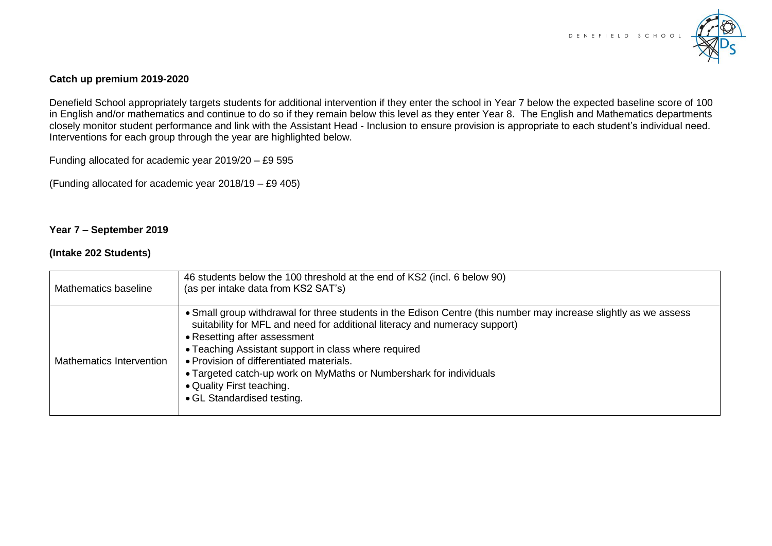## Catch up premium 2019-2020

Denefield School appropriately targets students for additional intervention if they enter the school in Year 7 below the expected baseline score of 100 in English and/or mathematics and continue to do so if they remain below this level as they enter Year 8. The English and Mathematics departments closely monitor student performance and link with the Assistant Head - Inclusion to ensure provision is appropriate to each student's individual need. Interventions for each group through the year are highlighted below.

Funding allocated for academic year 2019/20 – £9 595

(Funding allocated for academic year 2018/19 – £9 405)

### Year 7 – September 2019

**(Intake 202 Students)**

| | |
|---|---|
| Mathematics baseline | 46 students below the 100 threshold at the end of KS2 (incl. 6 below 90)<br>(as per intake data from KS2 SAT's) |
| Mathematics Intervention | • Small group withdrawal for three students in the Edison Centre (this number may increase slightly as we assess suitability for MFL and need for additional literacy and numeracy support)<br>• Resetting after assessment<br>• Teaching Assistant support in class where required<br>• Provision of differentiated materials.<br>• Targeted catch-up work on MyMaths or Numbershark for individuals<br>• Quality First teaching.<br>• GL Standardised testing. |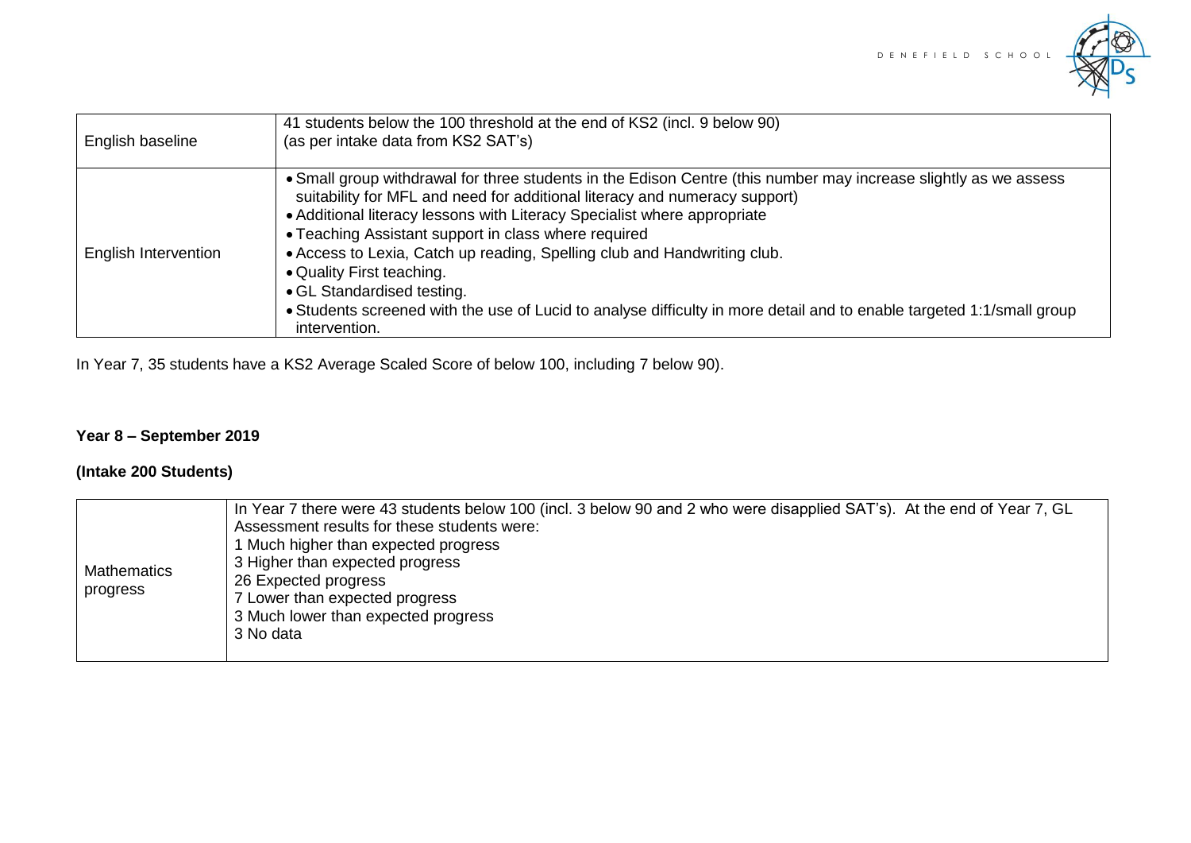| English baseline | 41 students below the 100 threshold at the end of KS2 (incl. 9 below 90)<br>(as per intake data from KS2 SAT's) |
|---|---|
| English Intervention | • Small group withdrawal for three students in the Edison Centre (this number may increase slightly as we assess suitability for MFL and need for additional literacy and numeracy support)<br>• Additional literacy lessons with Literacy Specialist where appropriate<br>• Teaching Assistant support in class where required<br>• Access to Lexia, Catch up reading, Spelling club and Handwriting club.<br>• Quality First teaching.<br>• GL Standardised testing.<br>• Students screened with the use of Lucid to analyse difficulty in more detail and to enable targeted 1:1/small group intervention. |

In Year 7, 35 students have a KS2 Average Scaled Score of below 100, including 7 below 90).

**Year 8 – September 2019**

**(Intake 200 Students)**

| Mathematics progress | In Year 7 there were 43 students below 100 (incl. 3 below 90 and 2 who were disapplied SAT's). At the end of Year 7, GL Assessment results for these students were:<br>1 Much higher than expected progress<br>3 Higher than expected progress<br>26 Expected progress<br>7 Lower than expected progress<br>3 Much lower than expected progress<br>3 No data |
|---|---|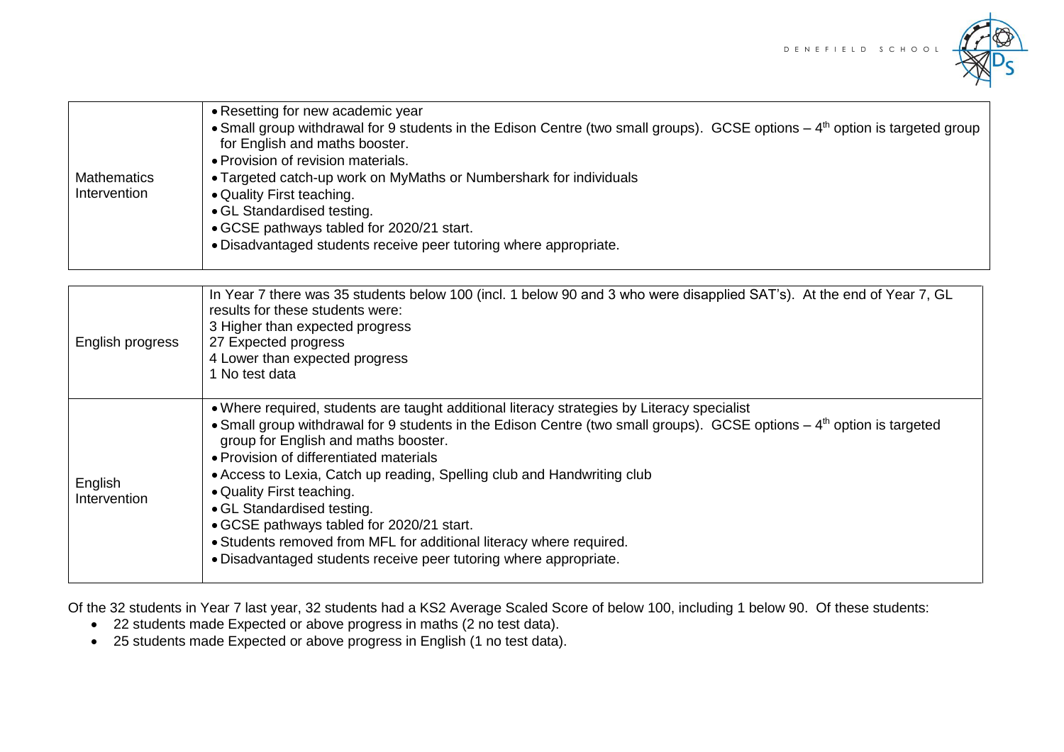| | |
|---|---|
| Mathematics Intervention | • Resetting for new academic year<br>• Small group withdrawal for 9 students in the Edison Centre (two small groups). GCSE options – 4th option is targeted group for English and maths booster.<br>• Provision of revision materials.<br>• Targeted catch-up work on MyMaths or Numbershark for individuals<br>• Quality First teaching.<br>• GL Standardised testing.<br>• GCSE pathways tabled for 2020/21 start.<br>• Disadvantaged students receive peer tutoring where appropriate. |

| | |
|---|---|
| English progress | In Year 7 there was 35 students below 100 (incl. 1 below 90 and 3 who were disapplied SAT's). At the end of Year 7, GL results for these students were:<br>3 Higher than expected progress<br>27 Expected progress<br>4 Lower than expected progress<br>1 No test data |
| English Intervention | • Where required, students are taught additional literacy strategies by Literacy specialist<br>• Small group withdrawal for 9 students in the Edison Centre (two small groups). GCSE options – 4th option is targeted group for English and maths booster.<br>• Provision of differentiated materials<br>• Access to Lexia, Catch up reading, Spelling club and Handwriting club<br>• Quality First teaching.<br>• GL Standardised testing.<br>• GCSE pathways tabled for 2020/21 start.<br>• Students removed from MFL for additional literacy where required.<br>• Disadvantaged students receive peer tutoring where appropriate. |

Of the 32 students in Year 7 last year, 32 students had a KS2 Average Scaled Score of below 100, including 1 below 90. Of these students:

- 22 students made Expected or above progress in maths (2 no test data).
- 25 students made Expected or above progress in English (1 no test data).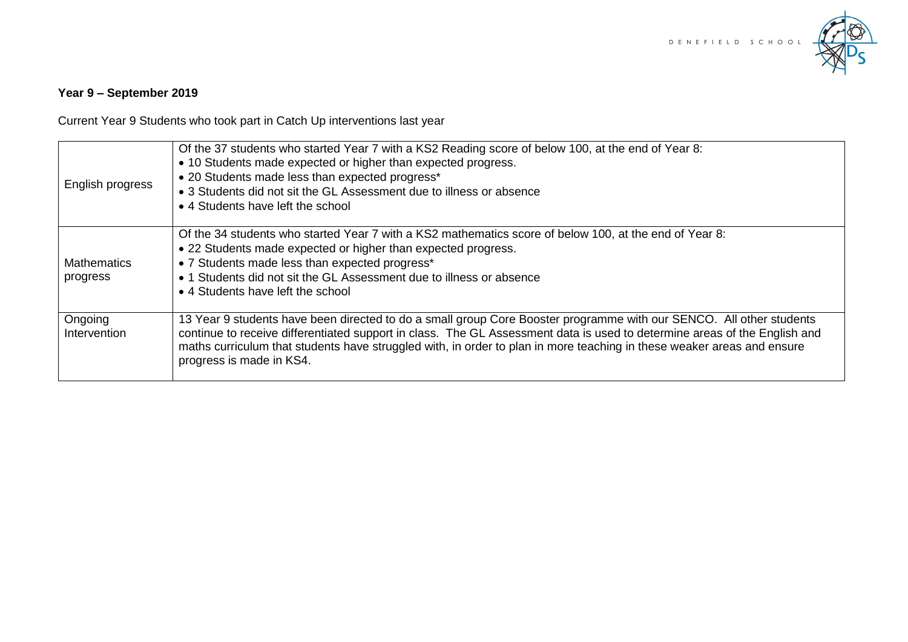**Year 9 – September 2019**

Current Year 9 Students who took part in Catch Up interventions last year

| | |
|---|---|
| English progress | Of the 37 students who started Year 7 with a KS2 Reading score of below 100, at the end of Year 8:<br>• 10 Students made expected or higher than expected progress.<br>• 20 Students made less than expected progress*<br>• 3 Students did not sit the GL Assessment due to illness or absence<br>• 4 Students have left the school |
| Mathematics progress | Of the 34 students who started Year 7 with a KS2 mathematics score of below 100, at the end of Year 8:<br>• 22 Students made expected or higher than expected progress.<br>• 7 Students made less than expected progress*<br>• 1 Students did not sit the GL Assessment due to illness or absence<br>• 4 Students have left the school |
| Ongoing Intervention | 13 Year 9 students have been directed to do a small group Core Booster programme with our SENCO. All other students continue to receive differentiated support in class. The GL Assessment data is used to determine areas of the English and maths curriculum that students have struggled with, in order to plan in more teaching in these weaker areas and ensure progress is made in KS4. |